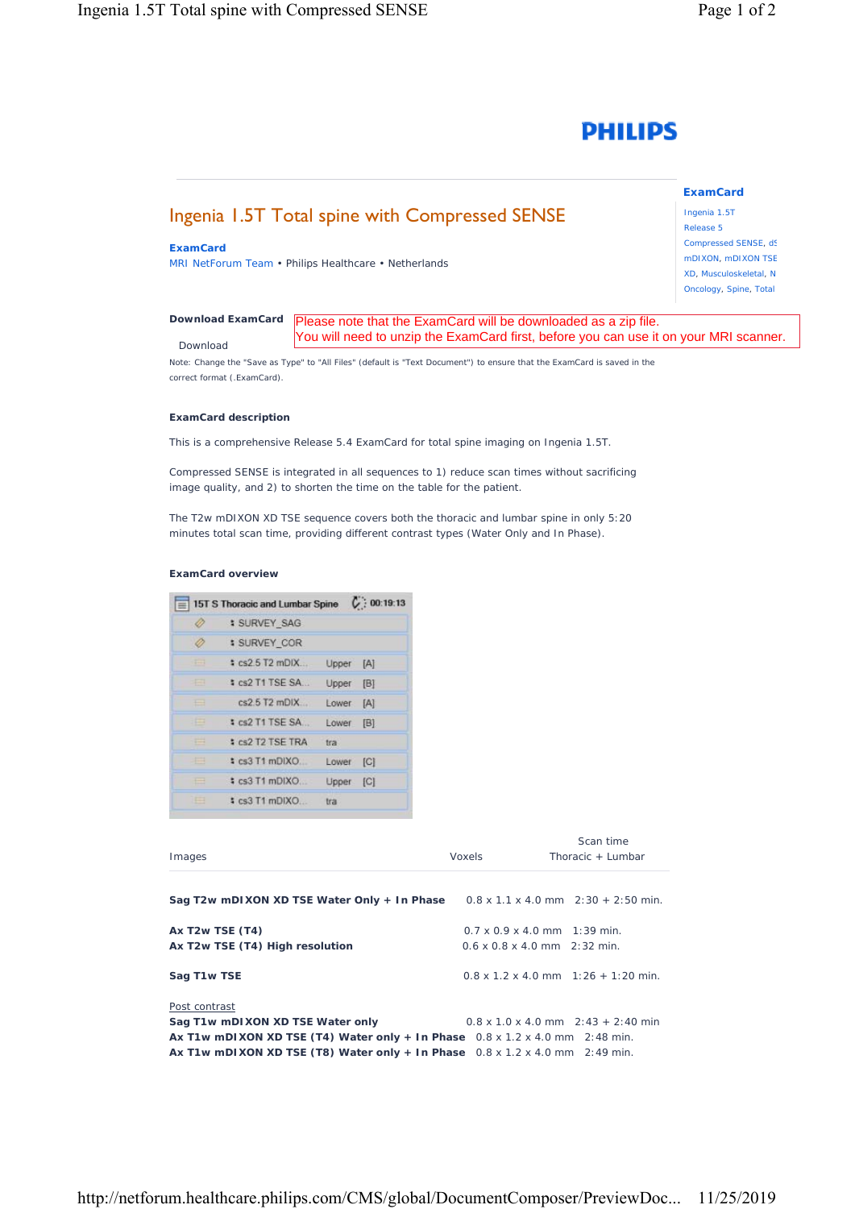PHILIPS

**ExamCard**

Ingenia 1.5T
Release 5
Compressed SENSE, dS
mDIXON, mDIXON TSE
XD, Musculoskeletal, N
Oncology, Spine, Total

# Ingenia 1.5T Total spine with Compressed SENSE

**ExamCard**
MRI NetForum Team • Philips Healthcare • Netherlands

**Download ExamCard**

Please note that the ExamCard will be downloaded as a zip file.
You will need to unzip the ExamCard first, before you can use it on your MRI scanner.

Download

Note: Change the "Save as Type" to "All Files" (default is "Text Document") to ensure that the ExamCard is saved in the correct format (.ExamCard).

**ExamCard description**

This is a comprehensive Release 5.4 ExamCard for total spine imaging on Ingenia 1.5T.

Compressed SENSE is integrated in all sequences to 1) reduce scan times without sacrificing image quality, and 2) to shorten the time on the table for the patient.

The T2w mDIXON XD TSE sequence covers both the thoracic and lumbar spine in only 5:20 minutes total scan time, providing different contrast types (Water Only and In Phase).

**ExamCard overview**

15T S Thoracic and Lumbar Spine 00:19:13

- SURVEY_SAG
- SURVEY_COR
- cs2.5 T2 mDIX... Upper [A]
- cs2 T1 TSE SA... Upper [B]
- cs2.5 T2 mDIX... Lower [A]
- cs2 T1 TSE SA... Lower [B]
- cs2 T2 TSE TRA tra
- cs3 T1 mDIXO... Lower [C]
- cs3 T1 mDIXO... Upper [C]
- cs3 T1 mDIXO... tra

| Images | Voxels | Scan time Thoracic + Lumbar |
|---|---|---|
| **Sag T2w mDIXON XD TSE Water Only + In Phase** | 0.8 x 1.1 x 4.0 mm | 2:30 + 2:50 min. |
| **Ax T2w TSE (T4)** | 0.7 x 0.9 x 4.0 mm | 1:39 min. |
| **Ax T2w TSE (T4) High resolution** | 0.6 x 0.8 x 4.0 mm | 2:32 min. |
| **Sag T1w TSE** | 0.8 x 1.2 x 4.0 mm | 1:26 + 1:20 min. |
| Post contrast | | |
| **Sag T1w mDIXON XD TSE Water only** | 0.8 x 1.0 x 4.0 mm | 2:43 + 2:40 min |
| **Ax T1w mDIXON XD TSE (T4) Water only + In Phase** | 0.8 x 1.2 x 4.0 mm | 2:48 min. |
| **Ax T1w mDIXON XD TSE (T8) Water only + In Phase** | 0.8 x 1.2 x 4.0 mm | 2:49 min. |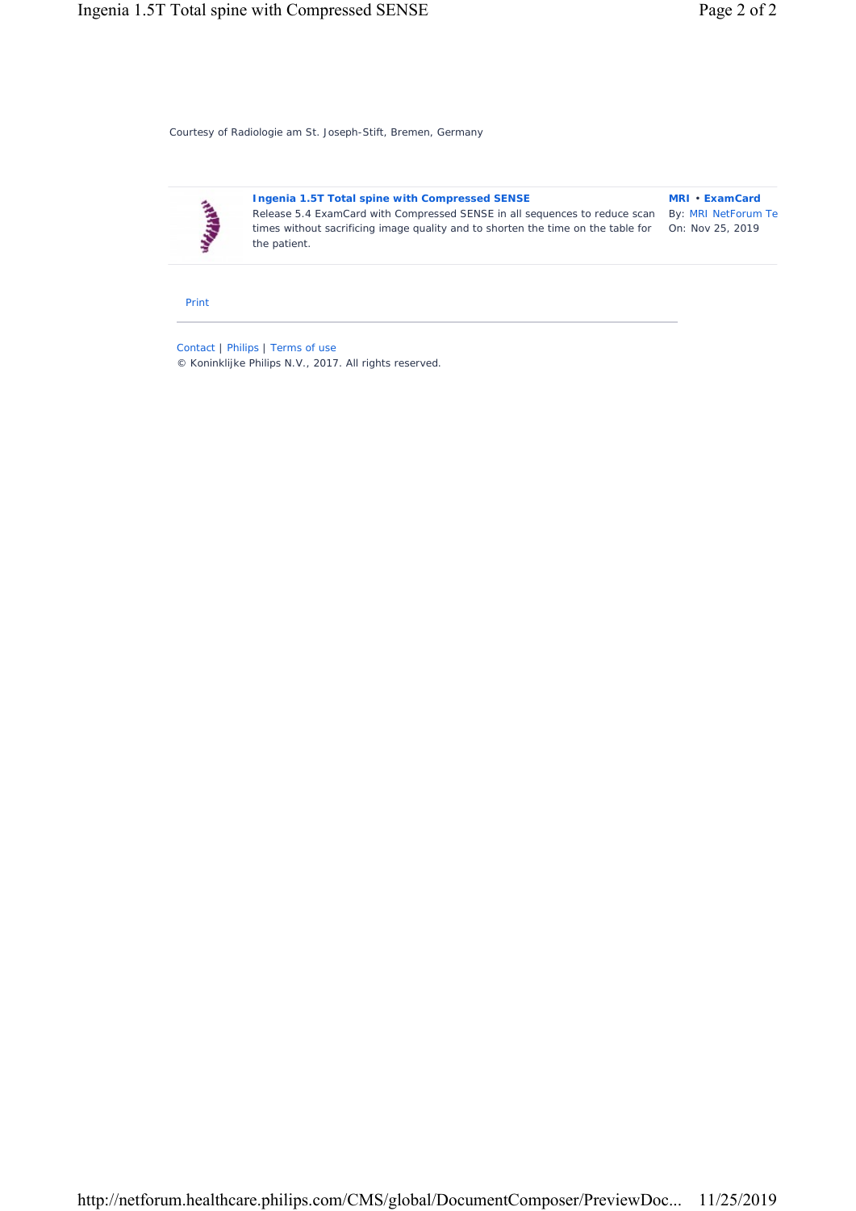Courtesy of Radiologie am St. Joseph-Stift, Bremen, Germany

**Ingenia 1.5T Total spine with Compressed SENSE**

Release 5.4 ExamCard with Compressed SENSE in all sequences to reduce scan times without sacrificing image quality and to shorten the time on the table for the patient.

**MRI** • **ExamCard**

By: MRI NetForum Te

On: Nov 25, 2019

Print

Contact | Philips | Terms of use

© Koninklijke Philips N.V., 2017. All rights reserved.